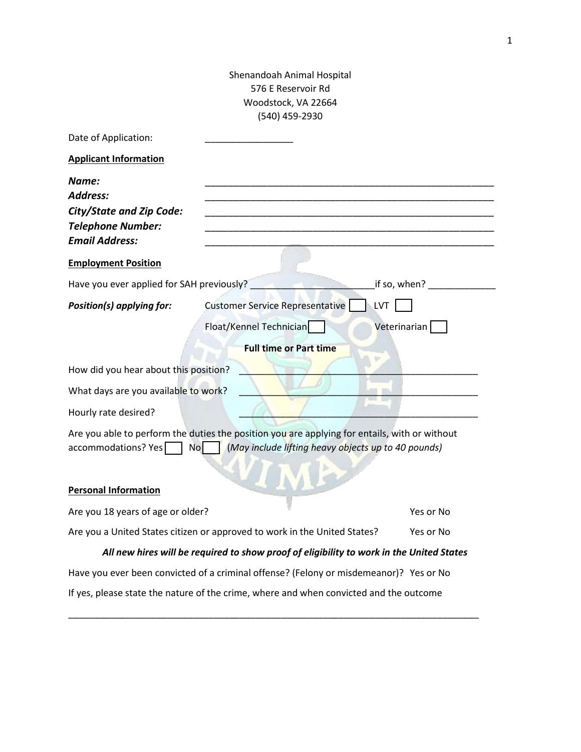Shenandoah Animal Hospital
576 E Reservoir Rd
Woodstock, VA 22664
(540) 459-2930

Date of Application: _________________

**Applicant Information**

***Name:*** _________________________________________________________
***Address:*** _________________________________________________________
***City/State and Zip Code:*** _________________________________________________________
***Telephone Number:*** _________________________________________________________
***Email Address:*** _________________________________________________________

**Employment Position**

Have you ever applied for SAH previously? _______________________if so, when? _____________

***Position(s) applying for:*** Customer Service Representative ☐ LVT ☐
Float/Kennel Technician ☐ Veterinarian ☐

**Full time or Part time**

How did you hear about this position? _____________________________________________

What days are you available to work? _____________________________________________

Hourly rate desired? _____________________________________________

Are you able to perform the duties the position you are applying for entails, with or without accommodations? Yes ☐ No ☐ *(May include lifting heavy objects up to 40 pounds)*

**Personal Information**

Are you 18 years of age or older? Yes or No

Are you a United States citizen or approved to work in the United States? Yes or No

***All new hires will be required to show proof of eligibility to work in the United States***

Have you ever been convicted of a criminal offense? (Felony or misdemeanor)? Yes or No

If yes, please state the nature of the crime, where and when convicted and the outcome

_____________________________________________________________________________________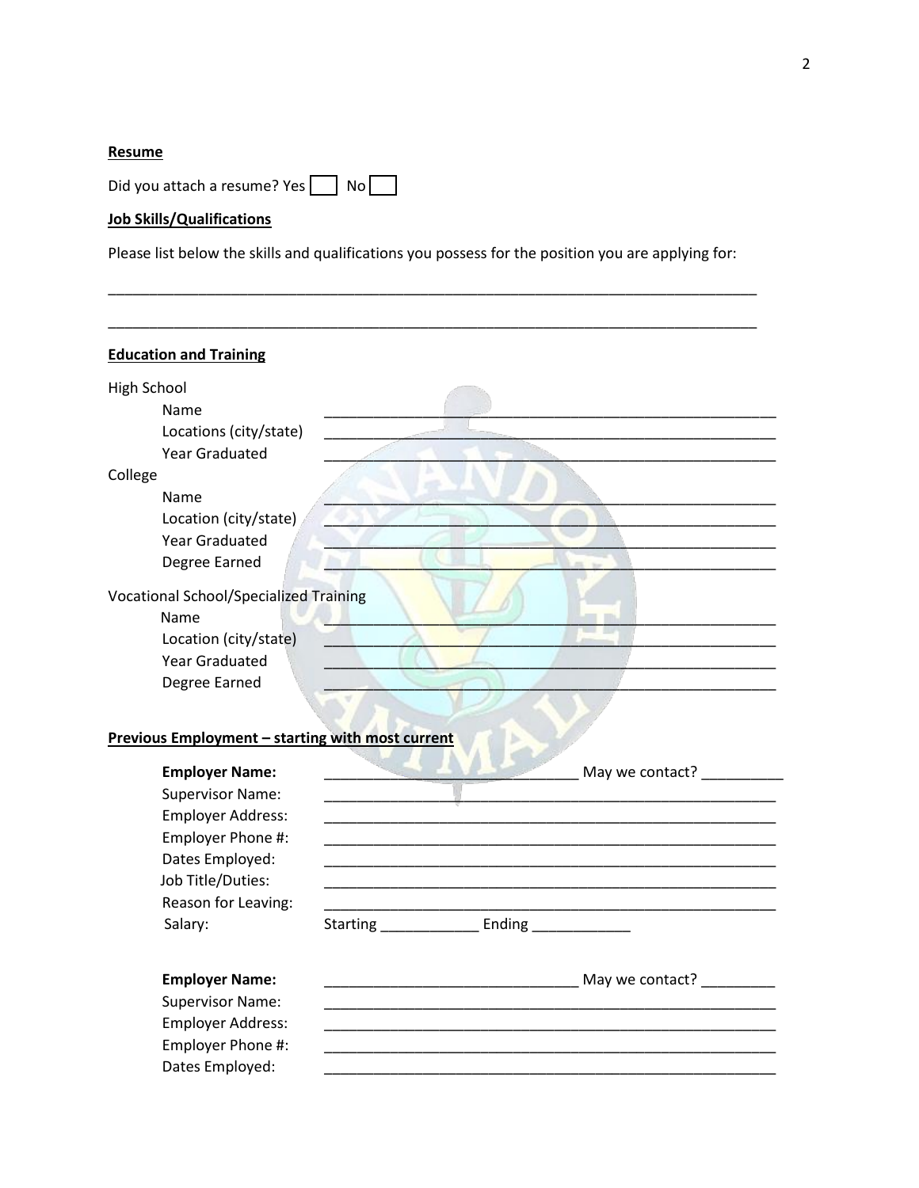**Resume**

Did you attach a resume? Yes ☐ No ☐

**Job Skills/Qualifications**

Please list below the skills and qualifications you possess for the position you are applying for:

\_\_\_\_\_\_\_\_\_\_\_\_\_\_\_\_\_\_\_\_\_\_\_\_\_\_\_\_\_\_\_\_\_\_\_\_\_\_\_\_\_\_\_\_\_\_\_\_\_\_\_\_\_\_\_\_\_\_\_\_\_\_\_\_\_\_\_\_\_\_\_\_\_\_\_\_

\_\_\_\_\_\_\_\_\_\_\_\_\_\_\_\_\_\_\_\_\_\_\_\_\_\_\_\_\_\_\_\_\_\_\_\_\_\_\_\_\_\_\_\_\_\_\_\_\_\_\_\_\_\_\_\_\_\_\_\_\_\_\_\_\_\_\_\_\_\_\_\_\_\_\_\_

**Education and Training**

High School
- Name \_\_\_\_\_\_\_\_\_\_\_\_\_\_\_\_\_\_\_\_\_\_\_\_\_\_\_\_\_\_\_\_\_\_\_\_\_\_\_\_\_\_\_\_\_\_\_\_
- Locations (city/state) \_\_\_\_\_\_\_\_\_\_\_\_\_\_\_\_\_\_\_\_\_\_\_\_\_\_\_\_\_\_\_\_\_\_\_\_\_\_\_\_\_\_\_\_\_\_\_\_
- Year Graduated \_\_\_\_\_\_\_\_\_\_\_\_\_\_\_\_\_\_\_\_\_\_\_\_\_\_\_\_\_\_\_\_\_\_\_\_\_\_\_\_\_\_\_\_\_\_\_\_

College
- Name \_\_\_\_\_\_\_\_\_\_\_\_\_\_\_\_\_\_\_\_\_\_\_\_\_\_\_\_\_\_\_\_\_\_\_\_\_\_\_\_\_\_\_\_\_\_\_\_
- Location (city/state) \_\_\_\_\_\_\_\_\_\_\_\_\_\_\_\_\_\_\_\_\_\_\_\_\_\_\_\_\_\_\_\_\_\_\_\_\_\_\_\_\_\_\_\_\_\_\_\_
- Year Graduated \_\_\_\_\_\_\_\_\_\_\_\_\_\_\_\_\_\_\_\_\_\_\_\_\_\_\_\_\_\_\_\_\_\_\_\_\_\_\_\_\_\_\_\_\_\_\_\_
- Degree Earned \_\_\_\_\_\_\_\_\_\_\_\_\_\_\_\_\_\_\_\_\_\_\_\_\_\_\_\_\_\_\_\_\_\_\_\_\_\_\_\_\_\_\_\_\_\_\_\_

Vocational School/Specialized Training
- Name \_\_\_\_\_\_\_\_\_\_\_\_\_\_\_\_\_\_\_\_\_\_\_\_\_\_\_\_\_\_\_\_\_\_\_\_\_\_\_\_\_\_\_\_\_\_\_\_
- Location (city/state) \_\_\_\_\_\_\_\_\_\_\_\_\_\_\_\_\_\_\_\_\_\_\_\_\_\_\_\_\_\_\_\_\_\_\_\_\_\_\_\_\_\_\_\_\_\_\_\_
- Year Graduated \_\_\_\_\_\_\_\_\_\_\_\_\_\_\_\_\_\_\_\_\_\_\_\_\_\_\_\_\_\_\_\_\_\_\_\_\_\_\_\_\_\_\_\_\_\_\_\_
- Degree Earned \_\_\_\_\_\_\_\_\_\_\_\_\_\_\_\_\_\_\_\_\_\_\_\_\_\_\_\_\_\_\_\_\_\_\_\_\_\_\_\_\_\_\_\_\_\_\_\_

**Previous Employment – starting with most current**

**Employer Name:** \_\_\_\_\_\_\_\_\_\_\_\_\_\_\_\_\_\_\_\_\_\_\_\_\_\_\_\_ May we contact? \_\_\_\_\_\_\_\_\_\_
Supervisor Name: \_\_\_\_\_\_\_\_\_\_\_\_\_\_\_\_\_\_\_\_\_\_\_\_\_\_\_\_\_\_\_\_\_\_\_\_\_\_\_\_\_\_\_\_\_\_\_\_
Employer Address: \_\_\_\_\_\_\_\_\_\_\_\_\_\_\_\_\_\_\_\_\_\_\_\_\_\_\_\_\_\_\_\_\_\_\_\_\_\_\_\_\_\_\_\_\_\_\_\_
Employer Phone #: \_\_\_\_\_\_\_\_\_\_\_\_\_\_\_\_\_\_\_\_\_\_\_\_\_\_\_\_\_\_\_\_\_\_\_\_\_\_\_\_\_\_\_\_\_\_\_\_
Dates Employed: \_\_\_\_\_\_\_\_\_\_\_\_\_\_\_\_\_\_\_\_\_\_\_\_\_\_\_\_\_\_\_\_\_\_\_\_\_\_\_\_\_\_\_\_\_\_\_\_
Job Title/Duties: \_\_\_\_\_\_\_\_\_\_\_\_\_\_\_\_\_\_\_\_\_\_\_\_\_\_\_\_\_\_\_\_\_\_\_\_\_\_\_\_\_\_\_\_\_\_\_\_
Reason for Leaving: \_\_\_\_\_\_\_\_\_\_\_\_\_\_\_\_\_\_\_\_\_\_\_\_\_\_\_\_\_\_\_\_\_\_\_\_\_\_\_\_\_\_\_\_\_\_\_\_
Salary: Starting \_\_\_\_\_\_\_\_\_\_\_\_ Ending \_\_\_\_\_\_\_\_\_\_\_\_

**Employer Name:** \_\_\_\_\_\_\_\_\_\_\_\_\_\_\_\_\_\_\_\_\_\_\_\_\_\_\_\_ May we contact? \_\_\_\_\_\_\_\_\_\_
Supervisor Name: \_\_\_\_\_\_\_\_\_\_\_\_\_\_\_\_\_\_\_\_\_\_\_\_\_\_\_\_\_\_\_\_\_\_\_\_\_\_\_\_\_\_\_\_\_\_\_\_
Employer Address: \_\_\_\_\_\_\_\_\_\_\_\_\_\_\_\_\_\_\_\_\_\_\_\_\_\_\_\_\_\_\_\_\_\_\_\_\_\_\_\_\_\_\_\_\_\_\_\_
Employer Phone #: \_\_\_\_\_\_\_\_\_\_\_\_\_\_\_\_\_\_\_\_\_\_\_\_\_\_\_\_\_\_\_\_\_\_\_\_\_\_\_\_\_\_\_\_\_\_\_\_
Dates Employed: \_\_\_\_\_\_\_\_\_\_\_\_\_\_\_\_\_\_\_\_\_\_\_\_\_\_\_\_\_\_\_\_\_\_\_\_\_\_\_\_\_\_\_\_\_\_\_\_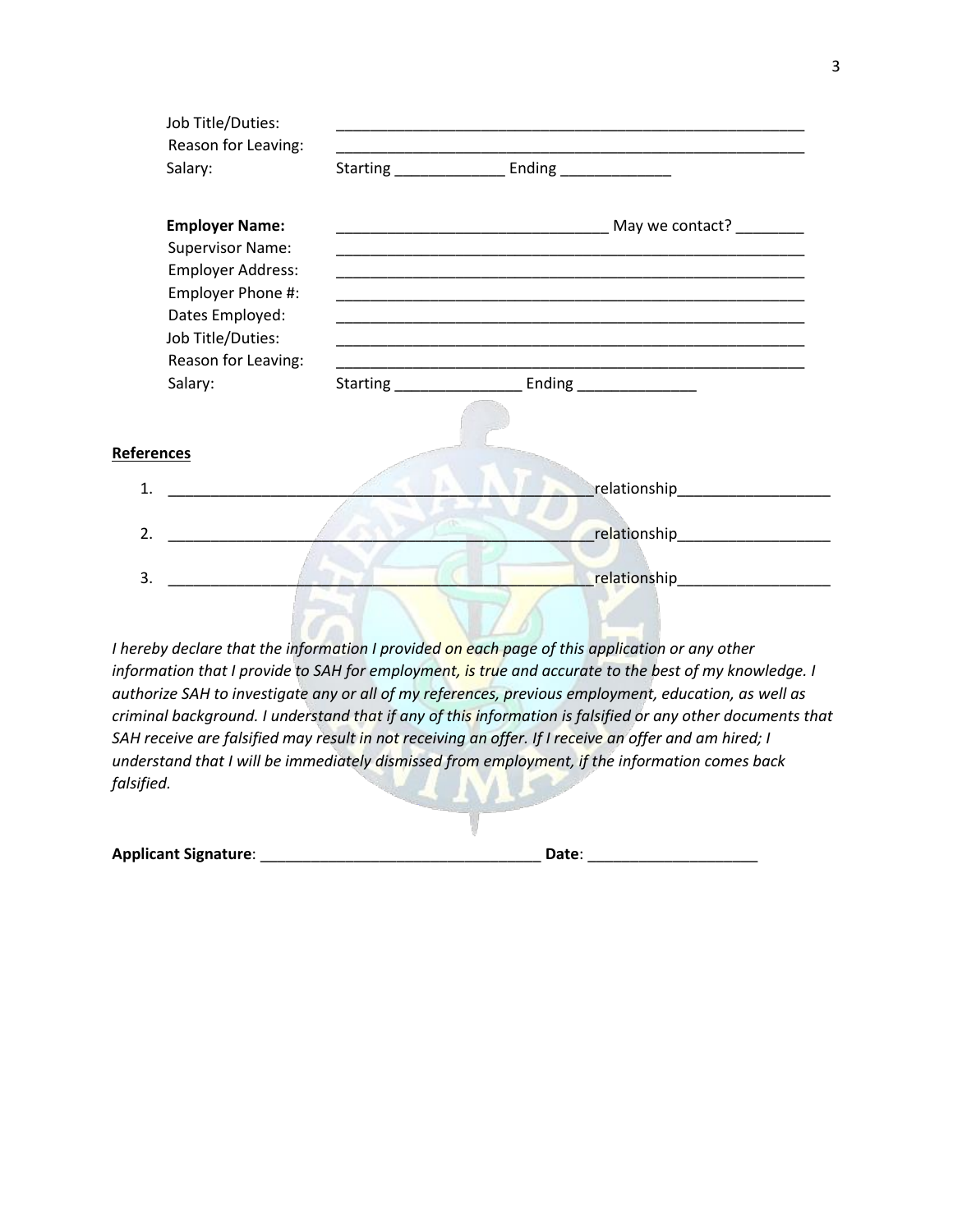Job Title/Duties: _______________________________________________________

Reason for Leaving: _______________________________________________________

Salary: Starting _____________ Ending _____________

**Employer Name:** _______________________________ May we contact? ________

Supervisor Name: _______________________________________________________

Employer Address: _______________________________________________________

Employer Phone #: _______________________________________________________

Dates Employed: _______________________________________________________

Job Title/Duties: _______________________________________________________

Reason for Leaving: _______________________________________________________

Salary: Starting _______________ Ending ______________

**References**

1. _______________________________________________relationship__________________
2. _______________________________________________relationship__________________
3. _______________________________________________relationship__________________

*I hereby declare that the information I provided on each page of this application or any other information that I provide to SAH for employment, is true and accurate to the best of my knowledge. I authorize SAH to investigate any or all of my references, previous employment, education, as well as criminal background. I understand that if any of this information is falsified or any other documents that SAH receive are falsified may result in not receiving an offer. If I receive an offer and am hired; I understand that I will be immediately dismissed from employment, if the information comes back falsified.*

**Applicant Signature**: _________________________________ **Date**: ____________________